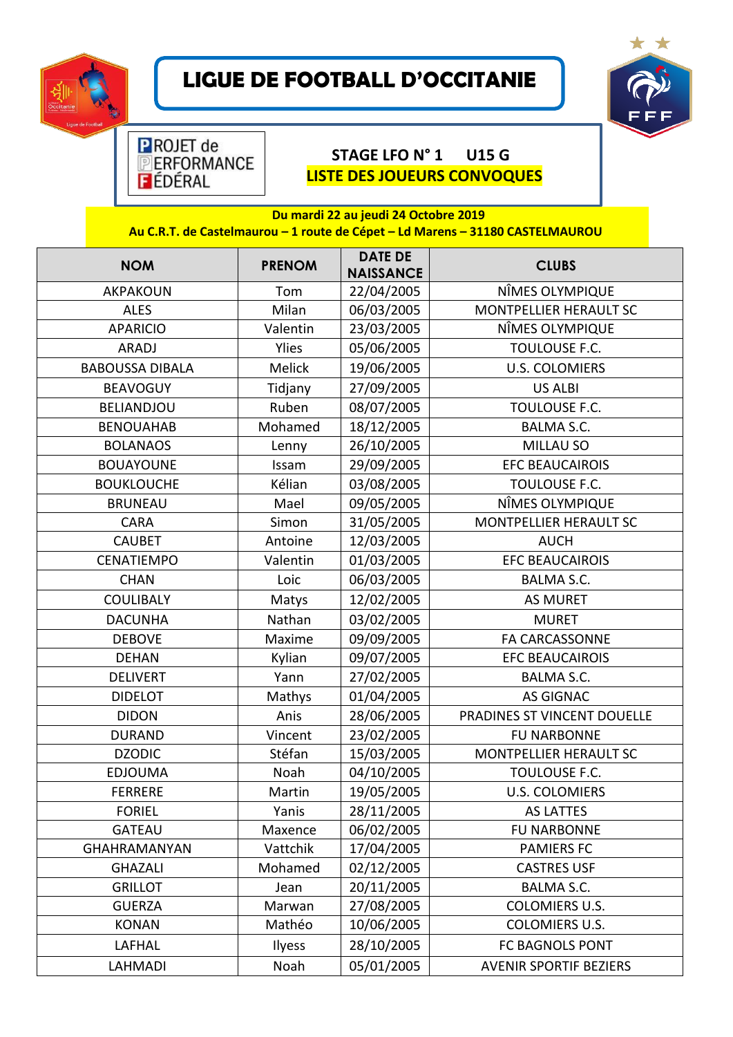# LIGUE DE FOOTBALL D'OCCITANIE

PROJET de PERFORMANCE FÉDÉRAL

**STAGE LFO N° 1 U15 G**

**LISTE DES JOUEURS CONVOQUES**

**Du mardi 22 au jeudi 24 Octobre 2019**
**Au C.R.T. de Castelmaurou – 1 route de Cépet – Ld Marens – 31180 CASTELMAUROU**

| NOM | PRENOM | DATE DE NAISSANCE | CLUBS |
|---|---|---|---|
| AKPAKOUN | Tom | 22/04/2005 | NÎMES OLYMPIQUE |
| ALES | Milan | 06/03/2005 | MONTPELLIER HERAULT SC |
| APARICIO | Valentin | 23/03/2005 | NÎMES OLYMPIQUE |
| ARADJ | Ylies | 05/06/2005 | TOULOUSE F.C. |
| BABOUSSA DIBALA | Melick | 19/06/2005 | U.S. COLOMIERS |
| BEAVOGUY | Tidjany | 27/09/2005 | US ALBI |
| BELIANDJOU | Ruben | 08/07/2005 | TOULOUSE F.C. |
| BENOUAHAB | Mohamed | 18/12/2005 | BALMA S.C. |
| BOLANAOS | Lenny | 26/10/2005 | MILLAU SO |
| BOUAYOUNE | Issam | 29/09/2005 | EFC BEAUCAIROIS |
| BOUKLOUCHE | Kélian | 03/08/2005 | TOULOUSE F.C. |
| BRUNEAU | Mael | 09/05/2005 | NÎMES OLYMPIQUE |
| CARA | Simon | 31/05/2005 | MONTPELLIER HERAULT SC |
| CAUBET | Antoine | 12/03/2005 | AUCH |
| CENATIEMPO | Valentin | 01/03/2005 | EFC BEAUCAIROIS |
| CHAN | Loic | 06/03/2005 | BALMA S.C. |
| COULIBALY | Matys | 12/02/2005 | AS MURET |
| DACUNHA | Nathan | 03/02/2005 | MURET |
| DEBOVE | Maxime | 09/09/2005 | FA CARCASSONNE |
| DEHAN | Kylian | 09/07/2005 | EFC BEAUCAIROIS |
| DELIVERT | Yann | 27/02/2005 | BALMA S.C. |
| DIDELOT | Mathys | 01/04/2005 | AS GIGNAC |
| DIDON | Anis | 28/06/2005 | PRADINES ST VINCENT DOUELLE |
| DURAND | Vincent | 23/02/2005 | FU NARBONNE |
| DZODIC | Stéfan | 15/03/2005 | MONTPELLIER HERAULT SC |
| EDJOUMA | Noah | 04/10/2005 | TOULOUSE F.C. |
| FERRERE | Martin | 19/05/2005 | U.S. COLOMIERS |
| FORIEL | Yanis | 28/11/2005 | AS LATTES |
| GATEAU | Maxence | 06/02/2005 | FU NARBONNE |
| GHAHRAMANYAN | Vattchik | 17/04/2005 | PAMIERS FC |
| GHAZALI | Mohamed | 02/12/2005 | CASTRES USF |
| GRILLOT | Jean | 20/11/2005 | BALMA S.C. |
| GUERZA | Marwan | 27/08/2005 | COLOMIERS U.S. |
| KONAN | Mathéo | 10/06/2005 | COLOMIERS U.S. |
| LAFHAL | Ilyess | 28/10/2005 | FC BAGNOLS PONT |
| LAHMADI | Noah | 05/01/2005 | AVENIR SPORTIF BEZIERS |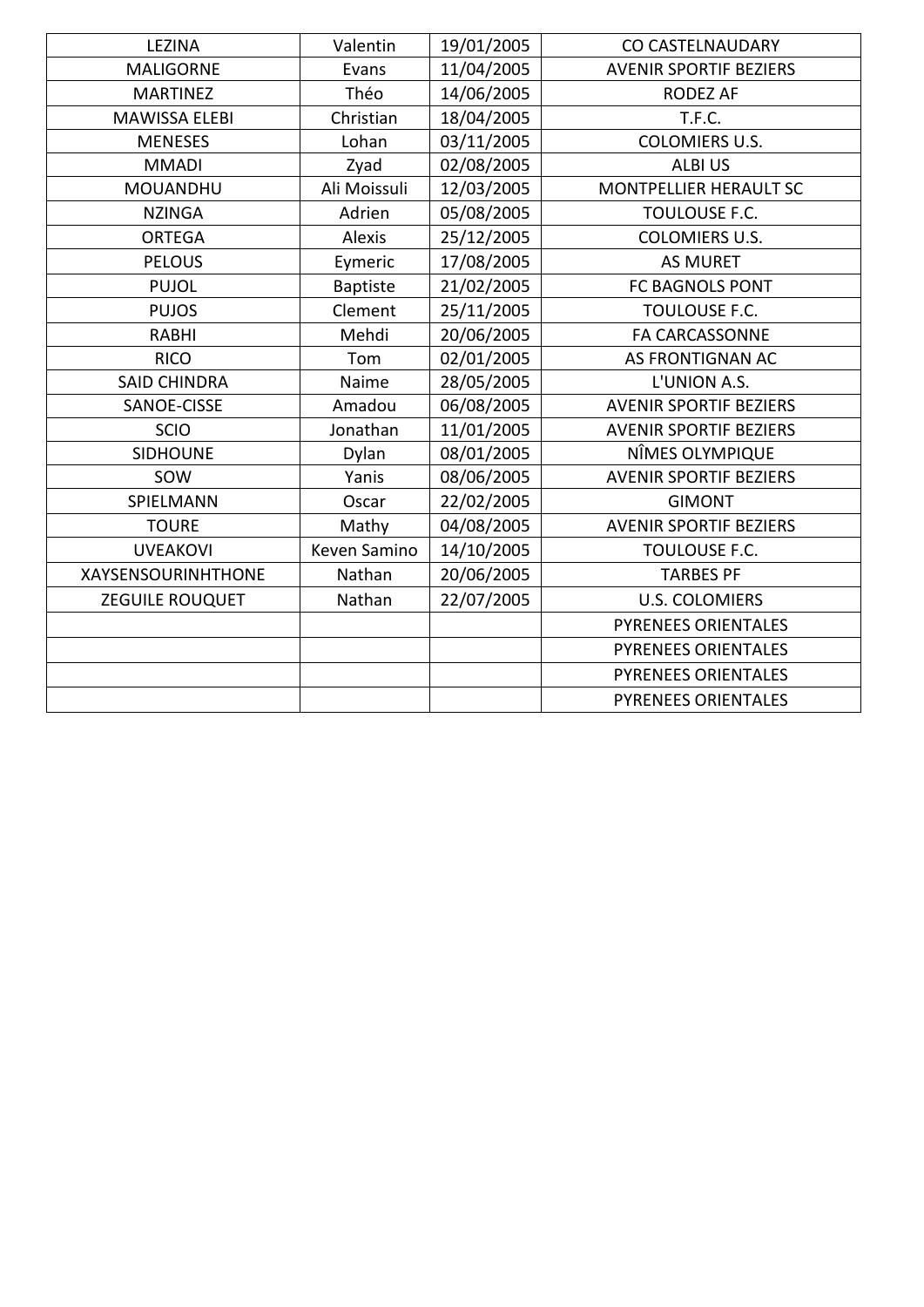| | | | |
|---|---|---|---|
| LEZINA | Valentin | 19/01/2005 | CO CASTELNAUDARY |
| MALIGORNE | Evans | 11/04/2005 | AVENIR SPORTIF BEZIERS |
| MARTINEZ | Théo | 14/06/2005 | RODEZ AF |
| MAWISSA ELEBI | Christian | 18/04/2005 | T.F.C. |
| MENESES | Lohan | 03/11/2005 | COLOMIERS U.S. |
| MMADI | Zyad | 02/08/2005 | ALBI US |
| MOUANDHU | Ali Moissuli | 12/03/2005 | MONTPELLIER HERAULT SC |
| NZINGA | Adrien | 05/08/2005 | TOULOUSE F.C. |
| ORTEGA | Alexis | 25/12/2005 | COLOMIERS U.S. |
| PELOUS | Eymeric | 17/08/2005 | AS MURET |
| PUJOL | Baptiste | 21/02/2005 | FC BAGNOLS PONT |
| PUJOS | Clement | 25/11/2005 | TOULOUSE F.C. |
| RABHI | Mehdi | 20/06/2005 | FA CARCASSONNE |
| RICO | Tom | 02/01/2005 | AS FRONTIGNAN AC |
| SAID CHINDRA | Naime | 28/05/2005 | L'UNION A.S. |
| SANOE-CISSE | Amadou | 06/08/2005 | AVENIR SPORTIF BEZIERS |
| SCIO | Jonathan | 11/01/2005 | AVENIR SPORTIF BEZIERS |
| SIDHOUNE | Dylan | 08/01/2005 | NÎMES OLYMPIQUE |
| SOW | Yanis | 08/06/2005 | AVENIR SPORTIF BEZIERS |
| SPIELMANN | Oscar | 22/02/2005 | GIMONT |
| TOURE | Mathy | 04/08/2005 | AVENIR SPORTIF BEZIERS |
| UVEAKOVI | Keven Samino | 14/10/2005 | TOULOUSE F.C. |
| XAYSENSOURINHTHONE | Nathan | 20/06/2005 | TARBES PF |
| ZEGUILE ROUQUET | Nathan | 22/07/2005 | U.S. COLOMIERS |
| | | | PYRENEES ORIENTALES |
| | | | PYRENEES ORIENTALES |
| | | | PYRENEES ORIENTALES |
| | | | PYRENEES ORIENTALES |